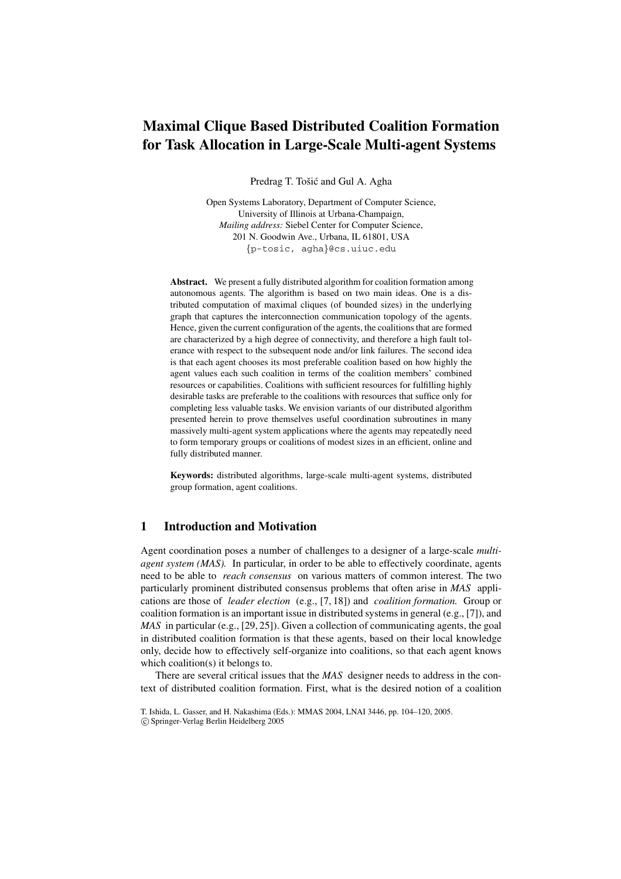# Maximal Clique Based Distributed Coalition Formation for Task Allocation in Large-Scale Multi-agent Systems

Predrag T. Tošić and Gul A. Agha

Open Systems Laboratory, Department of Computer Science,
University of Illinois at Urbana-Champaign,
*Mailing address:* Siebel Center for Computer Science,
201 N. Goodwin Ave., Urbana, IL 61801, USA
{p-tosic, agha}@cs.uiuc.edu

**Abstract.** We present a fully distributed algorithm for coalition formation among autonomous agents. The algorithm is based on two main ideas. One is a distributed computation of maximal cliques (of bounded sizes) in the underlying graph that captures the interconnection communication topology of the agents. Hence, given the current configuration of the agents, the coalitions that are formed are characterized by a high degree of connectivity, and therefore a high fault tolerance with respect to the subsequent node and/or link failures. The second idea is that each agent chooses its most preferable coalition based on how highly the agent values each such coalition in terms of the coalition members' combined resources or capabilities. Coalitions with sufficient resources for fulfilling highly desirable tasks are preferable to the coalitions with resources that suffice only for completing less valuable tasks. We envision variants of our distributed algorithm presented herein to prove themselves useful coordination subroutines in many massively multi-agent system applications where the agents may repeatedly need to form temporary groups or coalitions of modest sizes in an efficient, online and fully distributed manner.

**Keywords:** distributed algorithms, large-scale multi-agent systems, distributed group formation, agent coalitions.

## 1 Introduction and Motivation

Agent coordination poses a number of challenges to a designer of a large-scale *multi-agent system (MAS).* In particular, in order to be able to effectively coordinate, agents need to be able to *reach consensus* on various matters of common interest. The two particularly prominent distributed consensus problems that often arise in *MAS* applications are those of *leader election* (e.g., [7, 18]) and *coalition formation.* Group or coalition formation is an important issue in distributed systems in general (e.g., [7]), and *MAS* in particular (e.g., [29, 25]). Given a collection of communicating agents, the goal in distributed coalition formation is that these agents, based on their local knowledge only, decide how to effectively self-organize into coalitions, so that each agent knows which coalition(s) it belongs to.

There are several critical issues that the *MAS* designer needs to address in the context of distributed coalition formation. First, what is the desired notion of a coalition

T. Ishida, L. Gasser, and H. Nakashima (Eds.): MMAS 2004, LNAI 3446, pp. 104–120, 2005.
© Springer-Verlag Berlin Heidelberg 2005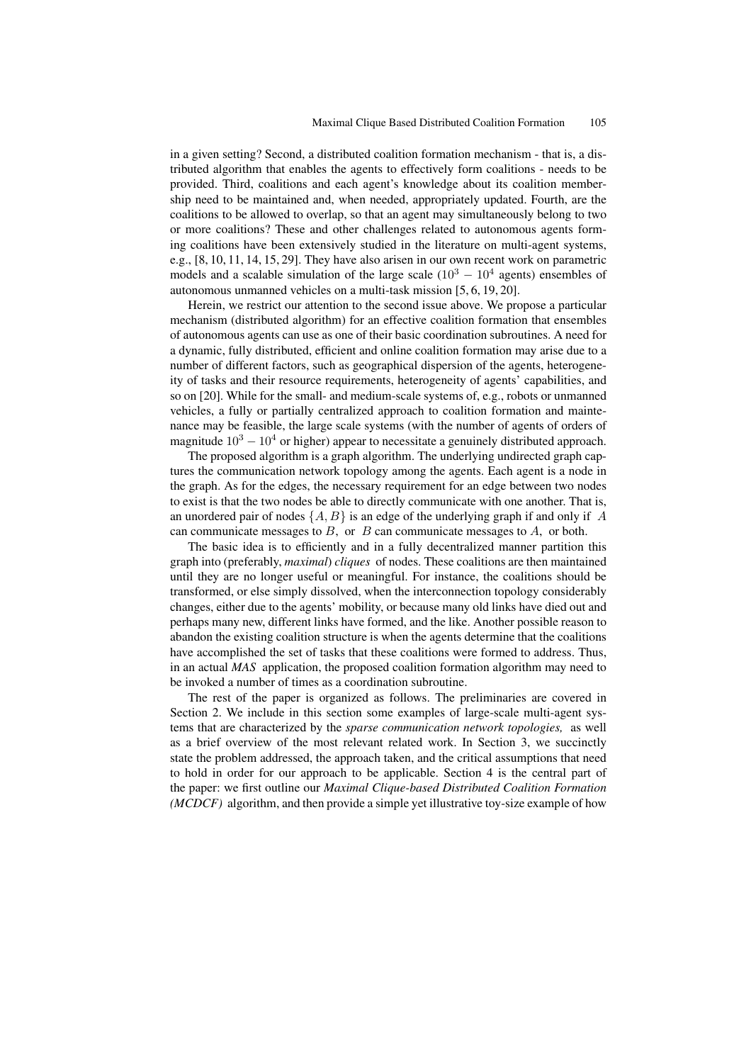in a given setting? Second, a distributed coalition formation mechanism - that is, a distributed algorithm that enables the agents to effectively form coalitions - needs to be provided. Third, coalitions and each agent's knowledge about its coalition membership need to be maintained and, when needed, appropriately updated. Fourth, are the coalitions to be allowed to overlap, so that an agent may simultaneously belong to two or more coalitions? These and other challenges related to autonomous agents forming coalitions have been extensively studied in the literature on multi-agent systems, e.g., [8, 10, 11, 14, 15, 29]. They have also arisen in our own recent work on parametric models and a scalable simulation of the large scale ($10^3 - 10^4$ agents) ensembles of autonomous unmanned vehicles on a multi-task mission [5, 6, 19, 20].

Herein, we restrict our attention to the second issue above. We propose a particular mechanism (distributed algorithm) for an effective coalition formation that ensembles of autonomous agents can use as one of their basic coordination subroutines. A need for a dynamic, fully distributed, efficient and online coalition formation may arise due to a number of different factors, such as geographical dispersion of the agents, heterogeneity of tasks and their resource requirements, heterogeneity of agents' capabilities, and so on [20]. While for the small- and medium-scale systems of, e.g., robots or unmanned vehicles, a fully or partially centralized approach to coalition formation and maintenance may be feasible, the large scale systems (with the number of agents of orders of magnitude $10^3 - 10^4$ or higher) appear to necessitate a genuinely distributed approach.

The proposed algorithm is a graph algorithm. The underlying undirected graph captures the communication network topology among the agents. Each agent is a node in the graph. As for the edges, the necessary requirement for an edge between two nodes to exist is that the two nodes be able to directly communicate with one another. That is, an unordered pair of nodes $\{A, B\}$ is an edge of the underlying graph if and only if $A$ can communicate messages to $B$, or $B$ can communicate messages to $A$, or both.

The basic idea is to efficiently and in a fully decentralized manner partition this graph into (preferably, *maximal*) *cliques* of nodes. These coalitions are then maintained until they are no longer useful or meaningful. For instance, the coalitions should be transformed, or else simply dissolved, when the interconnection topology considerably changes, either due to the agents' mobility, or because many old links have died out and perhaps many new, different links have formed, and the like. Another possible reason to abandon the existing coalition structure is when the agents determine that the coalitions have accomplished the set of tasks that these coalitions were formed to address. Thus, in an actual *MAS* application, the proposed coalition formation algorithm may need to be invoked a number of times as a coordination subroutine.

The rest of the paper is organized as follows. The preliminaries are covered in Section 2. We include in this section some examples of large-scale multi-agent systems that are characterized by the *sparse communication network topologies,* as well as a brief overview of the most relevant related work. In Section 3, we succinctly state the problem addressed, the approach taken, and the critical assumptions that need to hold in order for our approach to be applicable. Section 4 is the central part of the paper: we first outline our *Maximal Clique-based Distributed Coalition Formation (MCDCF)* algorithm, and then provide a simple yet illustrative toy-size example of how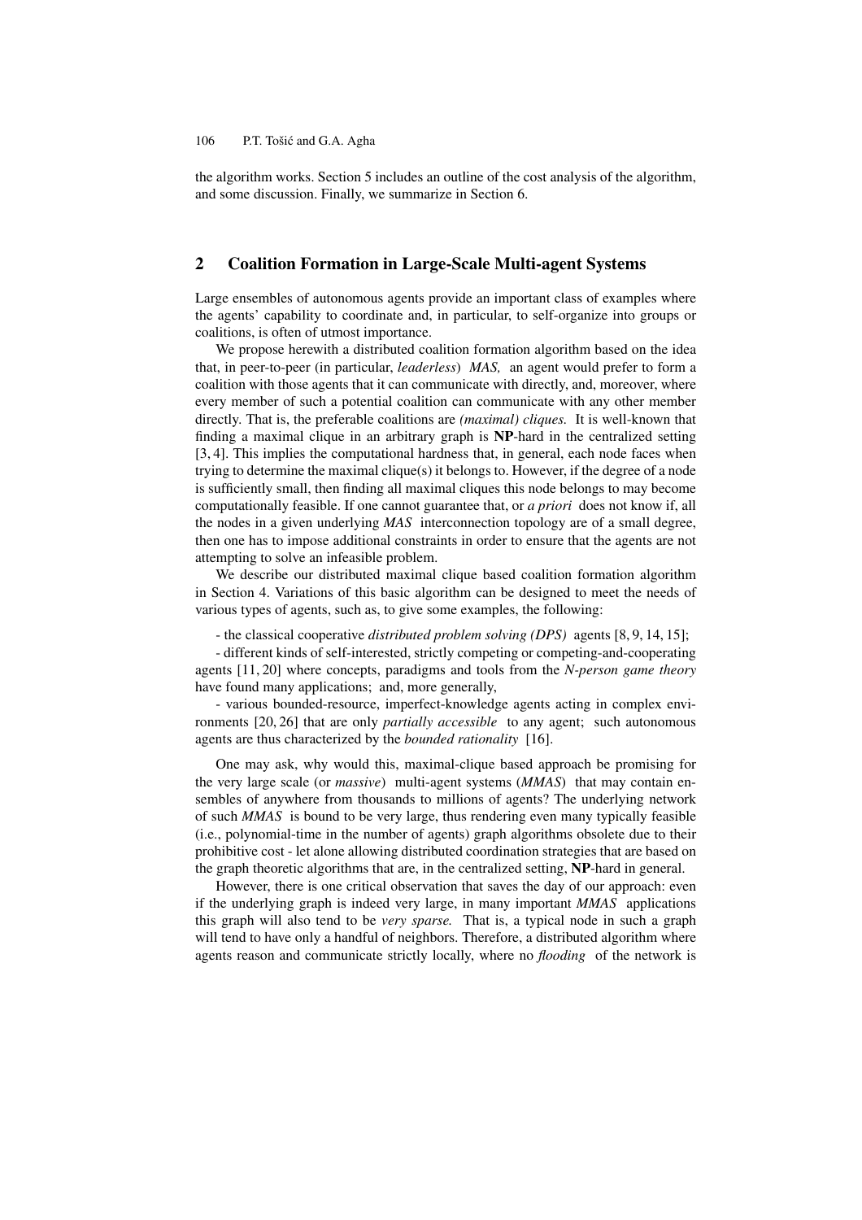the algorithm works. Section 5 includes an outline of the cost analysis of the algorithm, and some discussion. Finally, we summarize in Section 6.

## 2 Coalition Formation in Large-Scale Multi-agent Systems

Large ensembles of autonomous agents provide an important class of examples where the agents' capability to coordinate and, in particular, to self-organize into groups or coalitions, is often of utmost importance.

We propose herewith a distributed coalition formation algorithm based on the idea that, in peer-to-peer (in particular, *leaderless*) *MAS,* an agent would prefer to form a coalition with those agents that it can communicate with directly, and, moreover, where every member of such a potential coalition can communicate with any other member directly. That is, the preferable coalitions are *(maximal) cliques.* It is well-known that finding a maximal clique in an arbitrary graph is **NP**-hard in the centralized setting [3, 4]. This implies the computational hardness that, in general, each node faces when trying to determine the maximal clique(s) it belongs to. However, if the degree of a node is sufficiently small, then finding all maximal cliques this node belongs to may become computationally feasible. If one cannot guarantee that, or *a priori* does not know if, all the nodes in a given underlying *MAS* interconnection topology are of a small degree, then one has to impose additional constraints in order to ensure that the agents are not attempting to solve an infeasible problem.

We describe our distributed maximal clique based coalition formation algorithm in Section 4. Variations of this basic algorithm can be designed to meet the needs of various types of agents, such as, to give some examples, the following:

- the classical cooperative *distributed problem solving (DPS)* agents [8, 9, 14, 15];

- different kinds of self-interested, strictly competing or competing-and-cooperating agents [11, 20] where concepts, paradigms and tools from the *N-person game theory* have found many applications; and, more generally,

- various bounded-resource, imperfect-knowledge agents acting in complex environments [20, 26] that are only *partially accessible* to any agent; such autonomous agents are thus characterized by the *bounded rationality* [16].

One may ask, why would this, maximal-clique based approach be promising for the very large scale (or *massive*) multi-agent systems (*MMAS*) that may contain ensembles of anywhere from thousands to millions of agents? The underlying network of such *MMAS* is bound to be very large, thus rendering even many typically feasible (i.e., polynomial-time in the number of agents) graph algorithms obsolete due to their prohibitive cost - let alone allowing distributed coordination strategies that are based on the graph theoretic algorithms that are, in the centralized setting, **NP**-hard in general.

However, there is one critical observation that saves the day of our approach: even if the underlying graph is indeed very large, in many important *MMAS* applications this graph will also tend to be *very sparse.* That is, a typical node in such a graph will tend to have only a handful of neighbors. Therefore, a distributed algorithm where agents reason and communicate strictly locally, where no *flooding* of the network is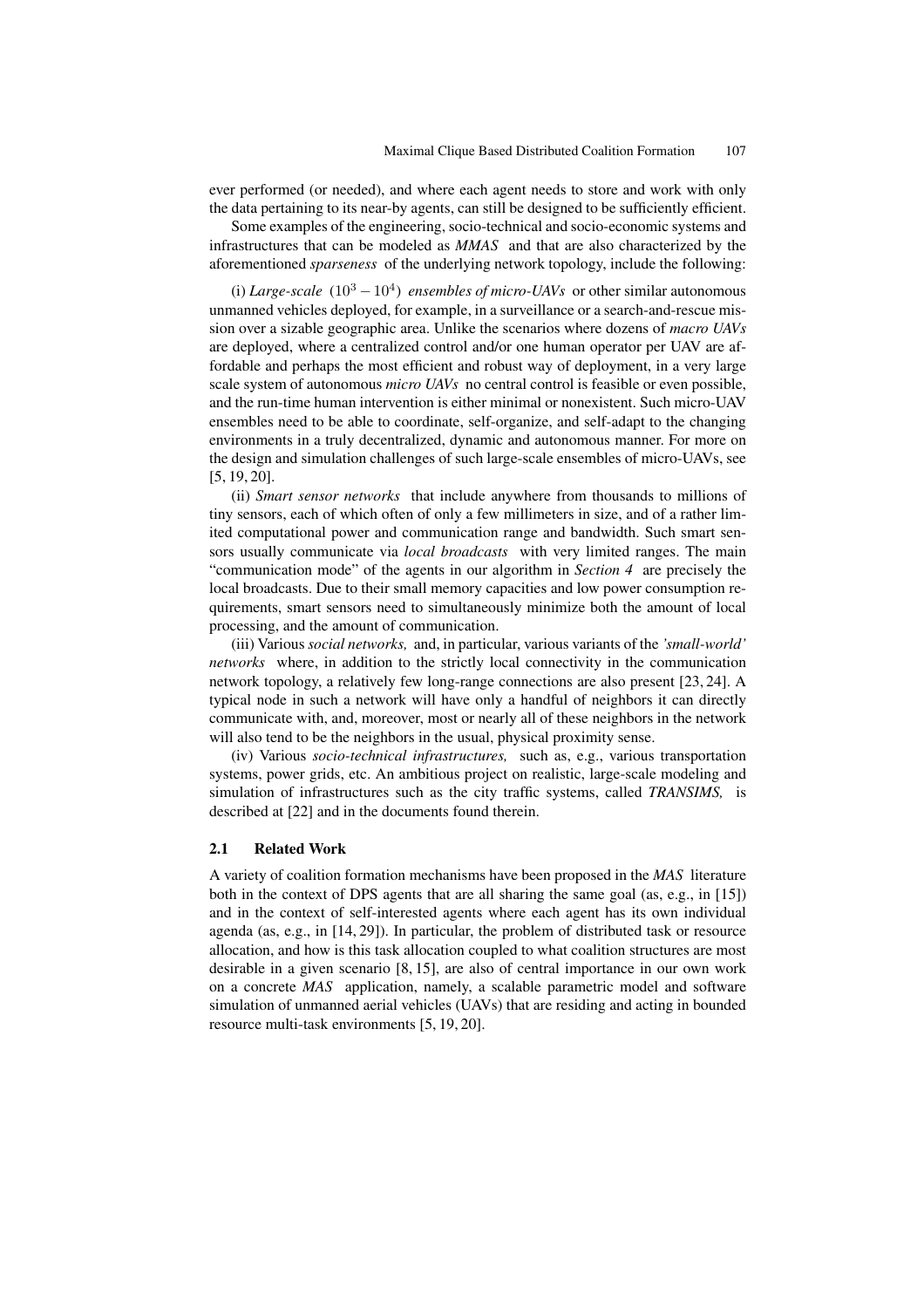ever performed (or needed), and where each agent needs to store and work with only the data pertaining to its near-by agents, can still be designed to be sufficiently efficient.

Some examples of the engineering, socio-technical and socio-economic systems and infrastructures that can be modeled as *MMAS* and that are also characterized by the aforementioned *sparseness* of the underlying network topology, include the following:

(i) *Large-scale* $(10^3 - 10^4)$ *ensembles of micro-UAVs* or other similar autonomous unmanned vehicles deployed, for example, in a surveillance or a search-and-rescue mission over a sizable geographic area. Unlike the scenarios where dozens of *macro UAVs* are deployed, where a centralized control and/or one human operator per UAV are affordable and perhaps the most efficient and robust way of deployment, in a very large scale system of autonomous *micro UAVs* no central control is feasible or even possible, and the run-time human intervention is either minimal or nonexistent. Such micro-UAV ensembles need to be able to coordinate, self-organize, and self-adapt to the changing environments in a truly decentralized, dynamic and autonomous manner. For more on the design and simulation challenges of such large-scale ensembles of micro-UAVs, see [5, 19, 20].

(ii) *Smart sensor networks* that include anywhere from thousands to millions of tiny sensors, each of which often of only a few millimeters in size, and of a rather limited computational power and communication range and bandwidth. Such smart sensors usually communicate via *local broadcasts* with very limited ranges. The main "communication mode" of the agents in our algorithm in *Section 4* are precisely the local broadcasts. Due to their small memory capacities and low power consumption requirements, smart sensors need to simultaneously minimize both the amount of local processing, and the amount of communication.

(iii) Various *social networks,* and, in particular, various variants of the *'small-world' networks* where, in addition to the strictly local connectivity in the communication network topology, a relatively few long-range connections are also present [23, 24]. A typical node in such a network will have only a handful of neighbors it can directly communicate with, and, moreover, most or nearly all of these neighbors in the network will also tend to be the neighbors in the usual, physical proximity sense.

(iv) Various *socio-technical infrastructures,* such as, e.g., various transportation systems, power grids, etc. An ambitious project on realistic, large-scale modeling and simulation of infrastructures such as the city traffic systems, called *TRANSIMS,* is described at [22] and in the documents found therein.

### 2.1 Related Work

A variety of coalition formation mechanisms have been proposed in the *MAS* literature both in the context of DPS agents that are all sharing the same goal (as, e.g., in [15]) and in the context of self-interested agents where each agent has its own individual agenda (as, e.g., in [14, 29]). In particular, the problem of distributed task or resource allocation, and how is this task allocation coupled to what coalition structures are most desirable in a given scenario [8, 15], are also of central importance in our own work on a concrete *MAS* application, namely, a scalable parametric model and software simulation of unmanned aerial vehicles (UAVs) that are residing and acting in bounded resource multi-task environments [5, 19, 20].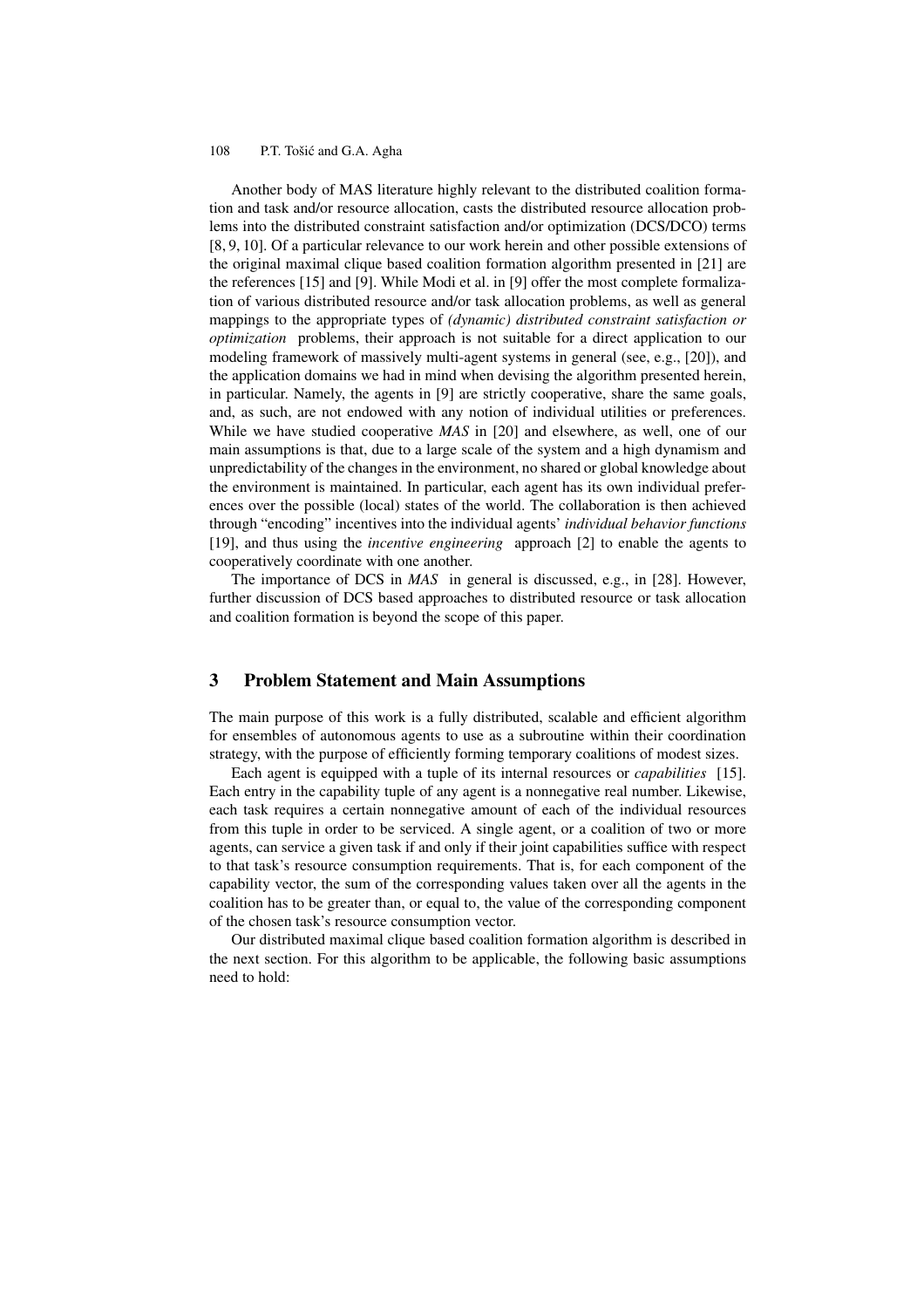Another body of MAS literature highly relevant to the distributed coalition formation and task and/or resource allocation, casts the distributed resource allocation problems into the distributed constraint satisfaction and/or optimization (DCS/DCO) terms [8, 9, 10]. Of a particular relevance to our work herein and other possible extensions of the original maximal clique based coalition formation algorithm presented in [21] are the references [15] and [9]. While Modi et al. in [9] offer the most complete formalization of various distributed resource and/or task allocation problems, as well as general mappings to the appropriate types of *(dynamic) distributed constraint satisfaction or optimization* problems, their approach is not suitable for a direct application to our modeling framework of massively multi-agent systems in general (see, e.g., [20]), and the application domains we had in mind when devising the algorithm presented herein, in particular. Namely, the agents in [9] are strictly cooperative, share the same goals, and, as such, are not endowed with any notion of individual utilities or preferences. While we have studied cooperative *MAS* in [20] and elsewhere, as well, one of our main assumptions is that, due to a large scale of the system and a high dynamism and unpredictability of the changes in the environment, no shared or global knowledge about the environment is maintained. In particular, each agent has its own individual preferences over the possible (local) states of the world. The collaboration is then achieved through "encoding" incentives into the individual agents' *individual behavior functions* [19], and thus using the *incentive engineering* approach [2] to enable the agents to cooperatively coordinate with one another.

The importance of DCS in *MAS* in general is discussed, e.g., in [28]. However, further discussion of DCS based approaches to distributed resource or task allocation and coalition formation is beyond the scope of this paper.

## 3 Problem Statement and Main Assumptions

The main purpose of this work is a fully distributed, scalable and efficient algorithm for ensembles of autonomous agents to use as a subroutine within their coordination strategy, with the purpose of efficiently forming temporary coalitions of modest sizes.

Each agent is equipped with a tuple of its internal resources or *capabilities* [15]. Each entry in the capability tuple of any agent is a nonnegative real number. Likewise, each task requires a certain nonnegative amount of each of the individual resources from this tuple in order to be serviced. A single agent, or a coalition of two or more agents, can service a given task if and only if their joint capabilities suffice with respect to that task's resource consumption requirements. That is, for each component of the capability vector, the sum of the corresponding values taken over all the agents in the coalition has to be greater than, or equal to, the value of the corresponding component of the chosen task's resource consumption vector.

Our distributed maximal clique based coalition formation algorithm is described in the next section. For this algorithm to be applicable, the following basic assumptions need to hold: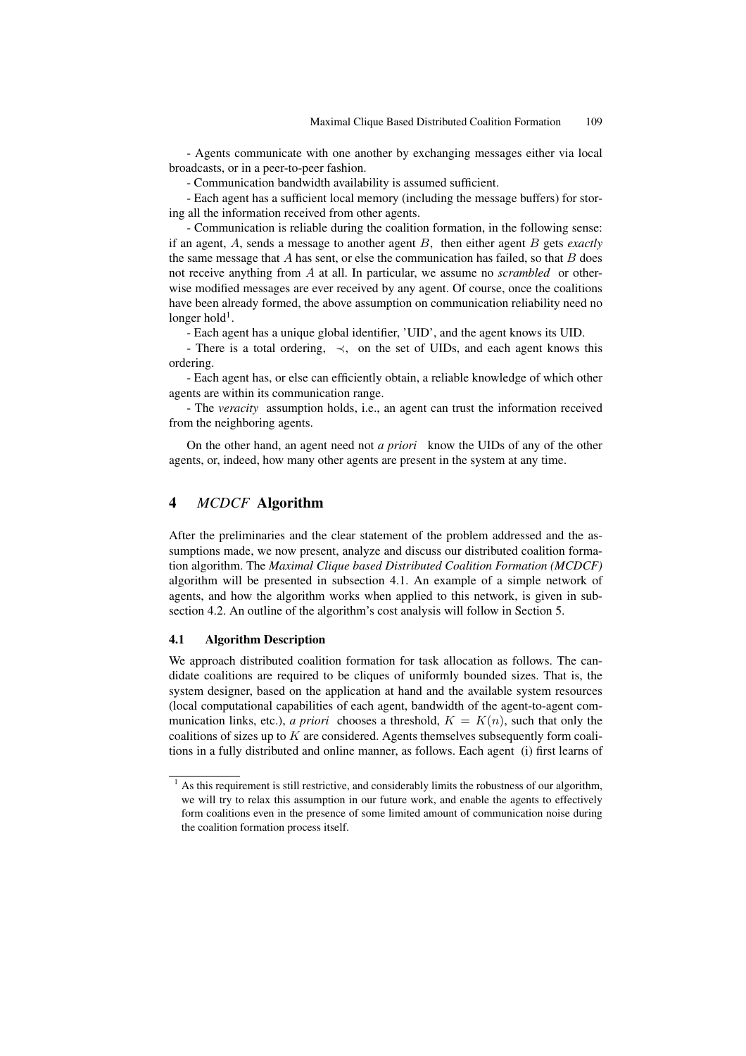- Agents communicate with one another by exchanging messages either via local broadcasts, or in a peer-to-peer fashion.

- Communication bandwidth availability is assumed sufficient.

- Each agent has a sufficient local memory (including the message buffers) for storing all the information received from other agents.

- Communication is reliable during the coalition formation, in the following sense: if an agent, $A$, sends a message to another agent $B$, then either agent $B$ gets *exactly* the same message that $A$ has sent, or else the communication has failed, so that $B$ does not receive anything from $A$ at all. In particular, we assume no *scrambled* or otherwise modified messages are ever received by any agent. Of course, once the coalitions have been already formed, the above assumption on communication reliability need no longer hold[1].

- Each agent has a unique global identifier, 'UID', and the agent knows its UID.

- There is a total ordering, $\prec$, on the set of UIDs, and each agent knows this ordering.

- Each agent has, or else can efficiently obtain, a reliable knowledge of which other agents are within its communication range.

- The *veracity* assumption holds, i.e., an agent can trust the information received from the neighboring agents.

On the other hand, an agent need not *a priori* know the UIDs of any of the other agents, or, indeed, how many other agents are present in the system at any time.

## 4 *MCDCF* Algorithm

After the preliminaries and the clear statement of the problem addressed and the assumptions made, we now present, analyze and discuss our distributed coalition formation algorithm. The *Maximal Clique based Distributed Coalition Formation (MCDCF)* algorithm will be presented in subsection 4.1. An example of a simple network of agents, and how the algorithm works when applied to this network, is given in subsection 4.2. An outline of the algorithm's cost analysis will follow in Section 5.

### 4.1 Algorithm Description

We approach distributed coalition formation for task allocation as follows. The candidate coalitions are required to be cliques of uniformly bounded sizes. That is, the system designer, based on the application at hand and the available system resources (local computational capabilities of each agent, bandwidth of the agent-to-agent communication links, etc.), *a priori* chooses a threshold, $K = K(n)$, such that only the coalitions of sizes up to $K$ are considered. Agents themselves subsequently form coalitions in a fully distributed and online manner, as follows. Each agent (i) first learns of

[1] As this requirement is still restrictive, and considerably limits the robustness of our algorithm, we will try to relax this assumption in our future work, and enable the agents to effectively form coalitions even in the presence of some limited amount of communication noise during the coalition formation process itself.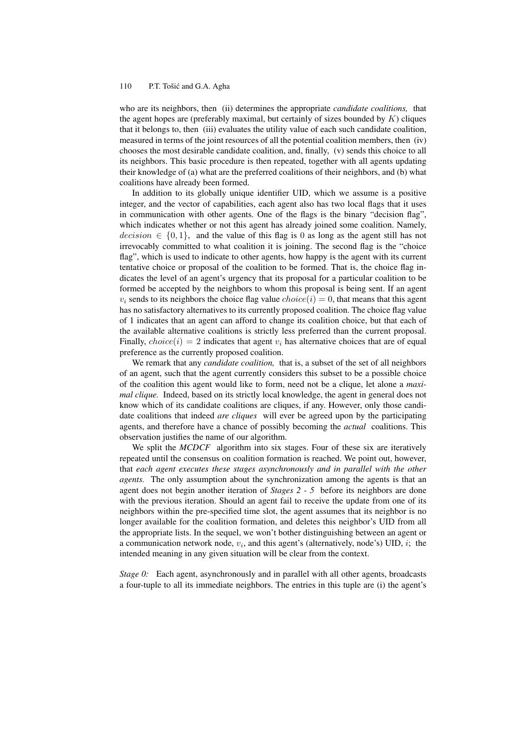who are its neighbors, then (ii) determines the appropriate *candidate coalitions,* that the agent hopes are (preferably maximal, but certainly of sizes bounded by $K$) cliques that it belongs to, then (iii) evaluates the utility value of each such candidate coalition, measured in terms of the joint resources of all the potential coalition members, then (iv) chooses the most desirable candidate coalition, and, finally, (v) sends this choice to all its neighbors. This basic procedure is then repeated, together with all agents updating their knowledge of (a) what are the preferred coalitions of their neighbors, and (b) what coalitions have already been formed.

In addition to its globally unique identifier UID, which we assume is a positive integer, and the vector of capabilities, each agent also has two local flags that it uses in communication with other agents. One of the flags is the binary "decision flag", which indicates whether or not this agent has already joined some coalition. Namely, $decision \in \{0, 1\}$, and the value of this flag is 0 as long as the agent still has not irrevocably committed to what coalition it is joining. The second flag is the "choice flag", which is used to indicate to other agents, how happy is the agent with its current tentative choice or proposal of the coalition to be formed. That is, the choice flag indicates the level of an agent's urgency that its proposal for a particular coalition to be formed be accepted by the neighbors to whom this proposal is being sent. If an agent $v_i$ sends to its neighbors the choice flag value $choice(i) = 0$, that means that this agent has no satisfactory alternatives to its currently proposed coalition. The choice flag value of 1 indicates that an agent can afford to change its coalition choice, but that each of the available alternative coalitions is strictly less preferred than the current proposal. Finally, $choice(i) = 2$ indicates that agent $v_i$ has alternative choices that are of equal preference as the currently proposed coalition.

We remark that any *candidate coalition,* that is, a subset of the set of all neighbors of an agent, such that the agent currently considers this subset to be a possible choice of the coalition this agent would like to form, need not be a clique, let alone a *maximal clique.* Indeed, based on its strictly local knowledge, the agent in general does not know which of its candidate coalitions are cliques, if any. However, only those candidate coalitions that indeed *are cliques* will ever be agreed upon by the participating agents, and therefore have a chance of possibly becoming the *actual* coalitions. This observation justifies the name of our algorithm.

We split the *MCDCF* algorithm into six stages. Four of these six are iteratively repeated until the consensus on coalition formation is reached. We point out, however, that *each agent executes these stages asynchronously and in parallel with the other agents.* The only assumption about the synchronization among the agents is that an agent does not begin another iteration of *Stages 2 - 5* before its neighbors are done with the previous iteration. Should an agent fail to receive the update from one of its neighbors within the pre-specified time slot, the agent assumes that its neighbor is no longer available for the coalition formation, and deletes this neighbor's UID from all the appropriate lists. In the sequel, we won't bother distinguishing between an agent or a communication network node, $v_i$, and this agent's (alternatively, node's) UID, $i$; the intended meaning in any given situation will be clear from the context.

*Stage 0:* Each agent, asynchronously and in parallel with all other agents, broadcasts a four-tuple to all its immediate neighbors. The entries in this tuple are (i) the agent's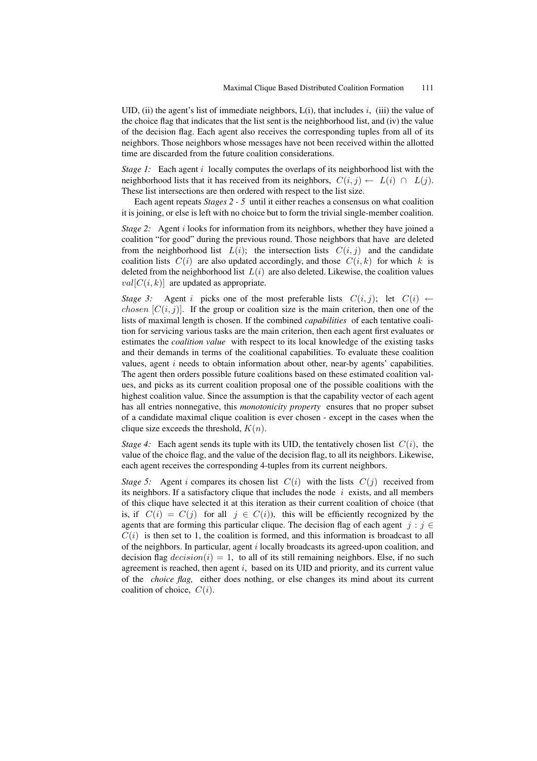UID, (ii) the agent's list of immediate neighbors, L(i), that includes $i$, (iii) the value of the choice flag that indicates that the list sent is the neighborhood list, and (iv) the value of the decision flag. Each agent also receives the corresponding tuples from all of its neighbors. Those neighbors whose messages have not been received within the allotted time are discarded from the future coalition considerations.

*Stage 1:* Each agent $i$ locally computes the overlaps of its neighborhood list with the neighborhood lists that it has received from its neighbors, $C(i,j) \leftarrow L(i) \cap L(j)$. These list intersections are then ordered with respect to the list size.

Each agent repeats *Stages 2 - 5* until it either reaches a consensus on what coalition it is joining, or else is left with no choice but to form the trivial single-member coalition.

*Stage 2:* Agent $i$ looks for information from its neighbors, whether they have joined a coalition "for good" during the previous round. Those neighbors that have are deleted from the neighborhood list $L(i)$; the intersection lists $C(i,j)$ and the candidate coalition lists $C(i)$ are also updated accordingly, and those $C(i,k)$ for which $k$ is deleted from the neighborhood list $L(i)$ are also deleted. Likewise, the coalition values $val[C(i,k)]$ are updated as appropriate.

*Stage 3:* Agent $i$ picks one of the most preferable lists $C(i,j)$; let $C(i) \leftarrow chosen\ [C(i,j)]$. If the group or coalition size is the main criterion, then one of the lists of maximal length is chosen. If the combined *capabilities* of each tentative coalition for servicing various tasks are the main criterion, then each agent first evaluates or estimates the *coalition value* with respect to its local knowledge of the existing tasks and their demands in terms of the coalitional capabilities. To evaluate these coalition values, agent $i$ needs to obtain information about other, near-by agents' capabilities. The agent then orders possible future coalitions based on these estimated coalition values, and picks as its current coalition proposal one of the possible coalitions with the highest coalition value. Since the assumption is that the capability vector of each agent has all entries nonnegative, this *monotonicity property* ensures that no proper subset of a candidate maximal clique coalition is ever chosen - except in the cases when the clique size exceeds the threshold, $K(n)$.

*Stage 4:* Each agent sends its tuple with its UID, the tentatively chosen list $C(i)$, the value of the choice flag, and the value of the decision flag, to all its neighbors. Likewise, each agent receives the corresponding 4-tuples from its current neighbors.

*Stage 5:* Agent $i$ compares its chosen list $C(i)$ with the lists $C(j)$ received from its neighbors. If a satisfactory clique that includes the node $i$ exists, and all members of this clique have selected it at this iteration as their current coalition of choice (that is, if $C(i) = C(j)$ for all $j \in C(i)$), this will be efficiently recognized by the agents that are forming this particular clique. The decision flag of each agent $j : j \in C(i)$ is then set to 1, the coalition is formed, and this information is broadcast to all of the neighbors. In particular, agent $i$ locally broadcasts its agreed-upon coalition, and decision flag $decision(i) = 1$, to all of its still remaining neighbors. Else, if no such agreement is reached, then agent $i$, based on its UID and priority, and its current value of the *choice flag,* either does nothing, or else changes its mind about its current coalition of choice, $C(i)$.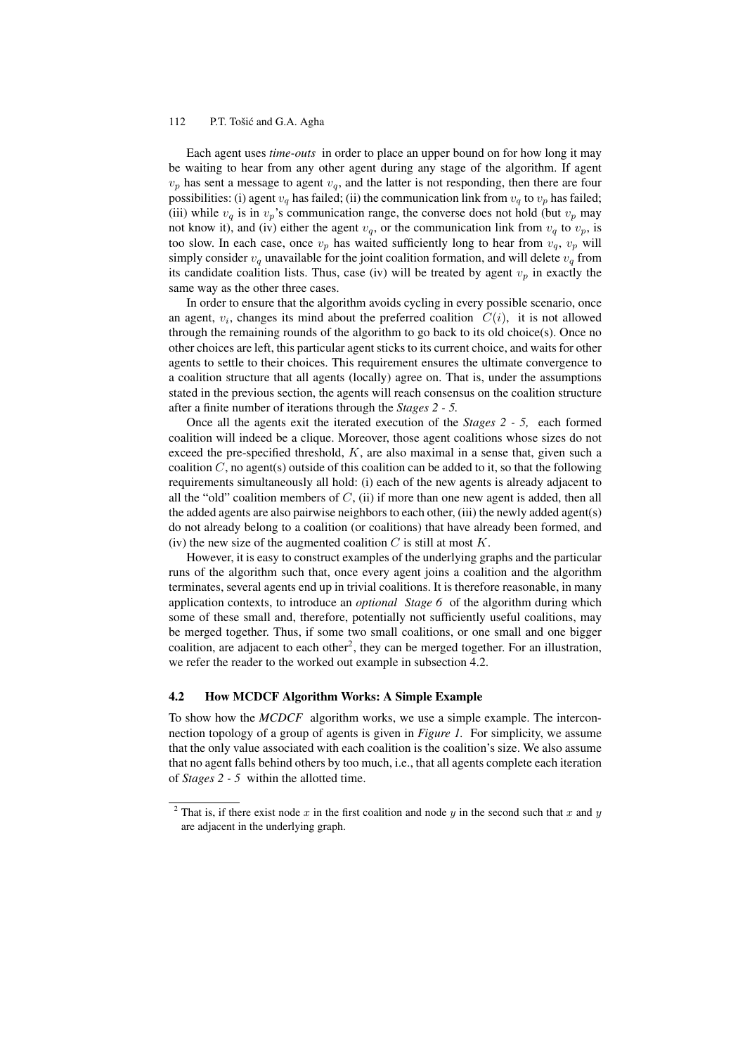Each agent uses *time-outs* in order to place an upper bound on for how long it may be waiting to hear from any other agent during any stage of the algorithm. If agent $v_p$ has sent a message to agent $v_q$, and the latter is not responding, then there are four possibilities: (i) agent $v_q$ has failed; (ii) the communication link from $v_q$ to $v_p$ has failed; (iii) while $v_q$ is in $v_p$'s communication range, the converse does not hold (but $v_p$ may not know it), and (iv) either the agent $v_q$, or the communication link from $v_q$ to $v_p$, is too slow. In each case, once $v_p$ has waited sufficiently long to hear from $v_q$, $v_p$ will simply consider $v_q$ unavailable for the joint coalition formation, and will delete $v_q$ from its candidate coalition lists. Thus, case (iv) will be treated by agent $v_p$ in exactly the same way as the other three cases.

In order to ensure that the algorithm avoids cycling in every possible scenario, once an agent, $v_i$, changes its mind about the preferred coalition $C(i)$, it is not allowed through the remaining rounds of the algorithm to go back to its old choice(s). Once no other choices are left, this particular agent sticks to its current choice, and waits for other agents to settle to their choices. This requirement ensures the ultimate convergence to a coalition structure that all agents (locally) agree on. That is, under the assumptions stated in the previous section, the agents will reach consensus on the coalition structure after a finite number of iterations through the *Stages 2 - 5.*

Once all the agents exit the iterated execution of the *Stages 2 - 5,* each formed coalition will indeed be a clique. Moreover, those agent coalitions whose sizes do not exceed the pre-specified threshold, $K$, are also maximal in a sense that, given such a coalition $C$, no agent(s) outside of this coalition can be added to it, so that the following requirements simultaneously all hold: (i) each of the new agents is already adjacent to all the "old" coalition members of $C$, (ii) if more than one new agent is added, then all the added agents are also pairwise neighbors to each other, (iii) the newly added agent(s) do not already belong to a coalition (or coalitions) that have already been formed, and (iv) the new size of the augmented coalition $C$ is still at most $K$.

However, it is easy to construct examples of the underlying graphs and the particular runs of the algorithm such that, once every agent joins a coalition and the algorithm terminates, several agents end up in trivial coalitions. It is therefore reasonable, in many application contexts, to introduce an *optional Stage 6* of the algorithm during which some of these small and, therefore, potentially not sufficiently useful coalitions, may be merged together. Thus, if some two small coalitions, or one small and one bigger coalition, are adjacent to each other[2], they can be merged together. For an illustration, we refer the reader to the worked out example in subsection 4.2.

### 4.2 How MCDCF Algorithm Works: A Simple Example

To show how the *MCDCF* algorithm works, we use a simple example. The interconnection topology of a group of agents is given in *Figure 1.* For simplicity, we assume that the only value associated with each coalition is the coalition's size. We also assume that no agent falls behind others by too much, i.e., that all agents complete each iteration of *Stages 2 - 5* within the allotted time.

[2] That is, if there exist node $x$ in the first coalition and node $y$ in the second such that $x$ and $y$ are adjacent in the underlying graph.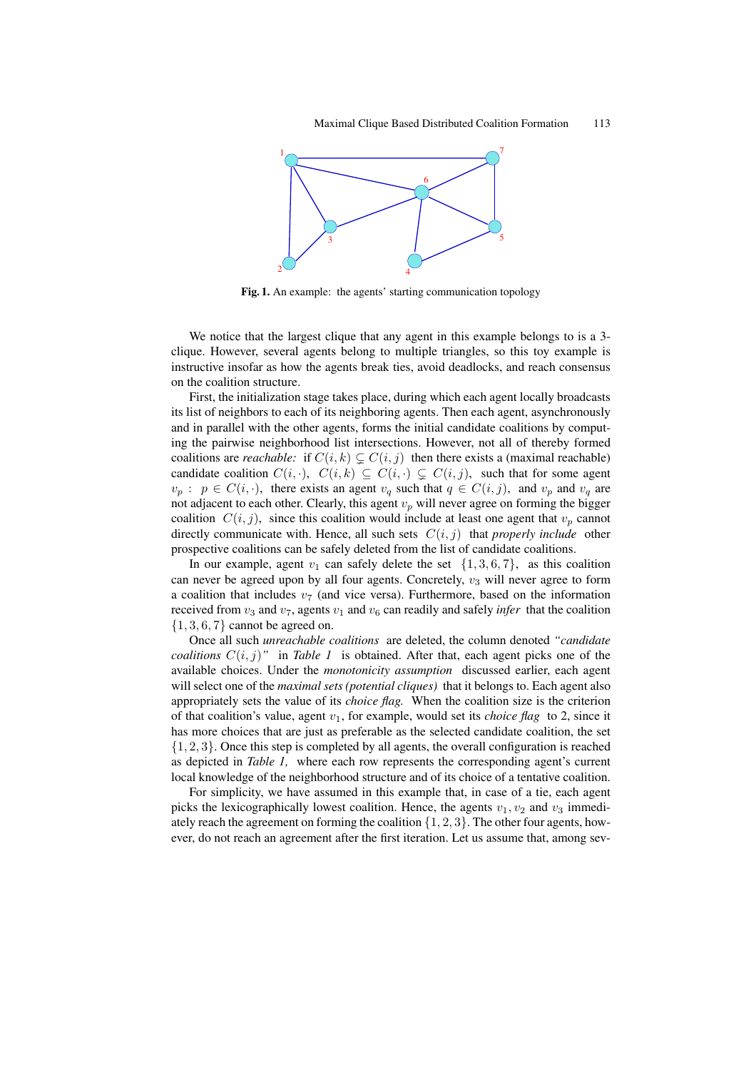**Fig. 1.** An example: the agents' starting communication topology

We notice that the largest clique that any agent in this example belongs to is a 3-clique. However, several agents belong to multiple triangles, so this toy example is instructive insofar as how the agents break ties, avoid deadlocks, and reach consensus on the coalition structure.

First, the initialization stage takes place, during which each agent locally broadcasts its list of neighbors to each of its neighboring agents. Then each agent, asynchronously and in parallel with the other agents, forms the initial candidate coalitions by computing the pairwise neighborhood list intersections. However, not all of thereby formed coalitions are *reachable:* if $C(i,k) \subsetneq C(i,j)$ then there exists a (maximal reachable) candidate coalition $C(i,\cdot)$, $C(i,k) \subseteq C(i,\cdot) \subsetneq C(i,j)$, such that for some agent $v_p: \ p \in C(i,\cdot)$, there exists an agent $v_q$ such that $q \in C(i,j)$, and $v_p$ and $v_q$ are not adjacent to each other. Clearly, this agent $v_p$ will never agree on forming the bigger coalition $C(i,j)$, since this coalition would include at least one agent that $v_p$ cannot directly communicate with. Hence, all such sets $C(i,j)$ that *properly include* other prospective coalitions can be safely deleted from the list of candidate coalitions.

In our example, agent $v_1$ can safely delete the set $\{1,3,6,7\}$, as this coalition can never be agreed upon by all four agents. Concretely, $v_3$ will never agree to form a coalition that includes $v_7$ (and vice versa). Furthermore, based on the information received from $v_3$ and $v_7$, agents $v_1$ and $v_6$ can readily and safely *infer* that the coalition $\{1,3,6,7\}$ cannot be agreed on.

Once all such *unreachable coalitions* are deleted, the column denoted *"candidate coalitions $C(i,j)$"* in *Table 1* is obtained. After that, each agent picks one of the available choices. Under the *monotonicity assumption* discussed earlier, each agent will select one of the *maximal sets (potential cliques)* that it belongs to. Each agent also appropriately sets the value of its *choice flag.* When the coalition size is the criterion of that coalition's value, agent $v_1$, for example, would set its *choice flag* to 2, since it has more choices that are just as preferable as the selected candidate coalition, the set $\{1,2,3\}$. Once this step is completed by all agents, the overall configuration is reached as depicted in *Table 1,* where each row represents the corresponding agent's current local knowledge of the neighborhood structure and of its choice of a tentative coalition.

For simplicity, we have assumed in this example that, in case of a tie, each agent picks the lexicographically lowest coalition. Hence, the agents $v_1, v_2$ and $v_3$ immediately reach the agreement on forming the coalition $\{1,2,3\}$. The other four agents, however, do not reach an agreement after the first iteration. Let us assume that, among sev-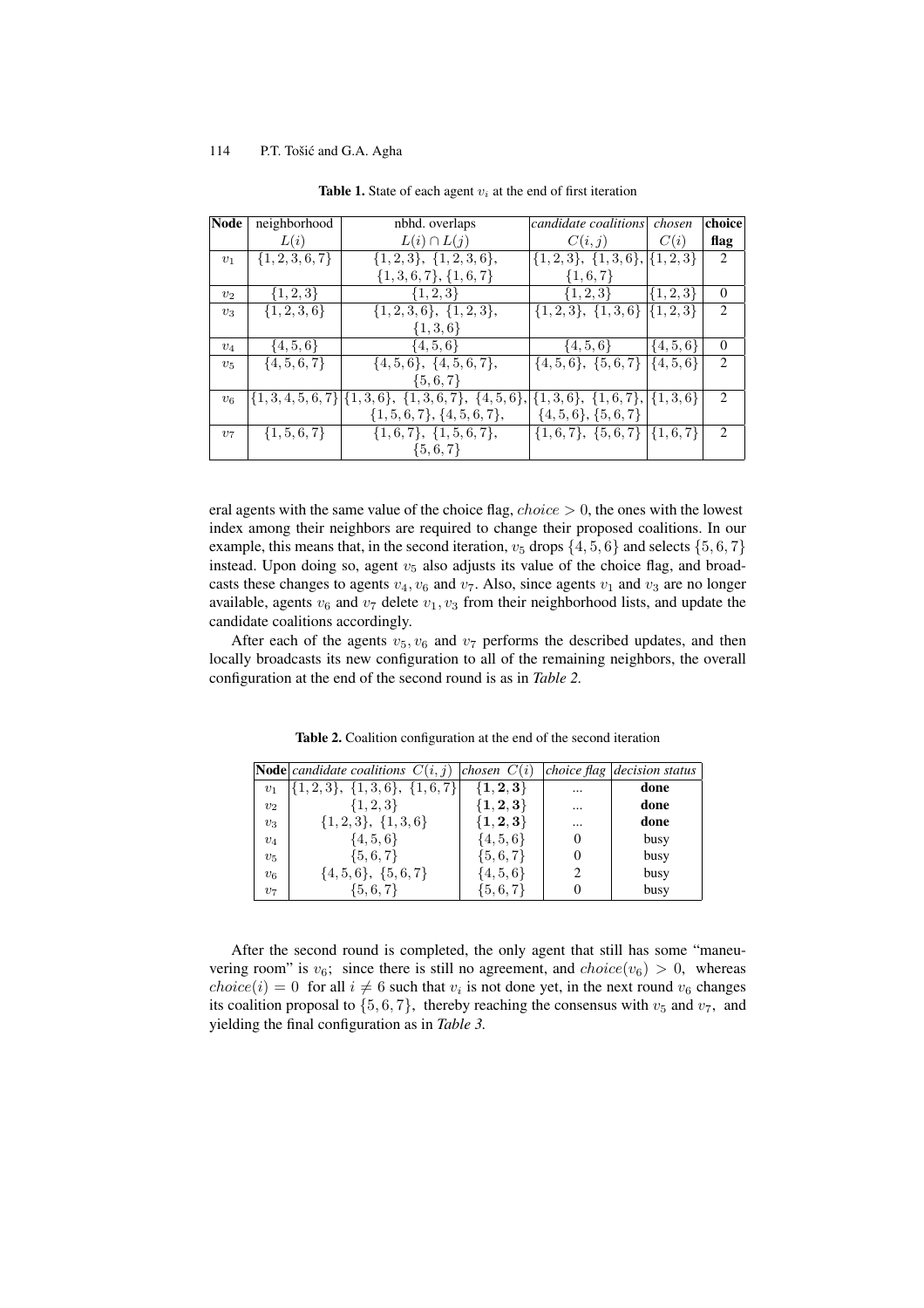**Table 1.** State of each agent $v_i$ at the end of first iteration

| Node | neighborhood $L(i)$ | nbhd. overlaps $L(i) \cap L(j)$ | *candidate coalitions* $C(i,j)$ | *chosen* $C(i)$ | **choice flag** |
|---|---|---|---|---|---|
| $v_1$ | $\{1,2,3,6,7\}$ | $\{1,2,3\}$, $\{1,2,3,6\}$, $\{1,3,6,7\}$, $\{1,6,7\}$ | $\{1,2,3\}$, $\{1,3,6\}$, $\{1,6,7\}$ | $\{1,2,3\}$ | 2 |
| $v_2$ | $\{1,2,3\}$ | $\{1,2,3\}$ | $\{1,2,3\}$ | $\{1,2,3\}$ | 0 |
| $v_3$ | $\{1,2,3,6\}$ | $\{1,2,3,6\}$, $\{1,2,3\}$, $\{1,3,6\}$ | $\{1,2,3\}$, $\{1,3,6\}$ | $\{1,2,3\}$ | 2 |
| $v_4$ | $\{4,5,6\}$ | $\{4,5,6\}$ | $\{4,5,6\}$ | $\{4,5,6\}$ | 0 |
| $v_5$ | $\{4,5,6,7\}$ | $\{4,5,6\}$, $\{4,5,6,7\}$, $\{5,6,7\}$ | $\{4,5,6\}$, $\{5,6,7\}$ | $\{4,5,6\}$ | 2 |
| $v_6$ | $\{1,3,4,5,6,7\}$ | $\{1,3,6\}$, $\{1,3,6,7\}$, $\{4,5,6\}$, $\{1,5,6,7\}$, $\{4,5,6,7\}$, $\{5,6,7\}$ | $\{1,3,6\}$, $\{1,6,7\}$, $\{4,5,6\}$, $\{5,6,7\}$ | $\{1,3,6\}$ | 2 |
| $v_7$ | $\{1,5,6,7\}$ | $\{1,6,7\}$, $\{1,5,6,7\}$, $\{5,6,7\}$ | $\{1,6,7\}$, $\{5,6,7\}$ | $\{1,6,7\}$ | 2 |

eral agents with the same value of the choice flag, $choice > 0$, the ones with the lowest index among their neighbors are required to change their proposed coalitions. In our example, this means that, in the second iteration, $v_5$ drops $\{4,5,6\}$ and selects $\{5,6,7\}$ instead. Upon doing so, agent $v_5$ also adjusts its value of the choice flag, and broadcasts these changes to agents $v_4, v_6$ and $v_7$. Also, since agents $v_1$ and $v_3$ are no longer available, agents $v_6$ and $v_7$ delete $v_1, v_3$ from their neighborhood lists, and update the candidate coalitions accordingly.

After each of the agents $v_5, v_6$ and $v_7$ performs the described updates, and then locally broadcasts its new configuration to all of the remaining neighbors, the overall configuration at the end of the second round is as in *Table 2*.

**Table 2.** Coalition configuration at the end of the second iteration

| **Node** | *candidate coalitions* $C(i,j)$ | *chosen* $C(i)$ | *choice flag* | *decision status* |
|---|---|---|---|---|
| $v_1$ | $\{1,2,3\}$, $\{1,3,6\}$, $\{1,6,7\}$ | $\mathbf{\{1,2,3\}}$ | ... | **done** |
| $v_2$ | $\{1,2,3\}$ | $\mathbf{\{1,2,3\}}$ | ... | **done** |
| $v_3$ | $\{1,2,3\}$, $\{1,3,6\}$ | $\mathbf{\{1,2,3\}}$ | ... | **done** |
| $v_4$ | $\{4,5,6\}$ | $\{4,5,6\}$ | 0 | busy |
| $v_5$ | $\{5,6,7\}$ | $\{5,6,7\}$ | 0 | busy |
| $v_6$ | $\{4,5,6\}$, $\{5,6,7\}$ | $\{4,5,6\}$ | 2 | busy |
| $v_7$ | $\{5,6,7\}$ | $\{5,6,7\}$ | 0 | busy |

After the second round is completed, the only agent that still has some "maneuvering room" is $v_6$; since there is still no agreement, and $choice(v_6) > 0$, whereas $choice(i) = 0$ for all $i \neq 6$ such that $v_i$ is not done yet, in the next round $v_6$ changes its coalition proposal to $\{5,6,7\}$, thereby reaching the consensus with $v_5$ and $v_7$, and yielding the final configuration as in *Table 3*.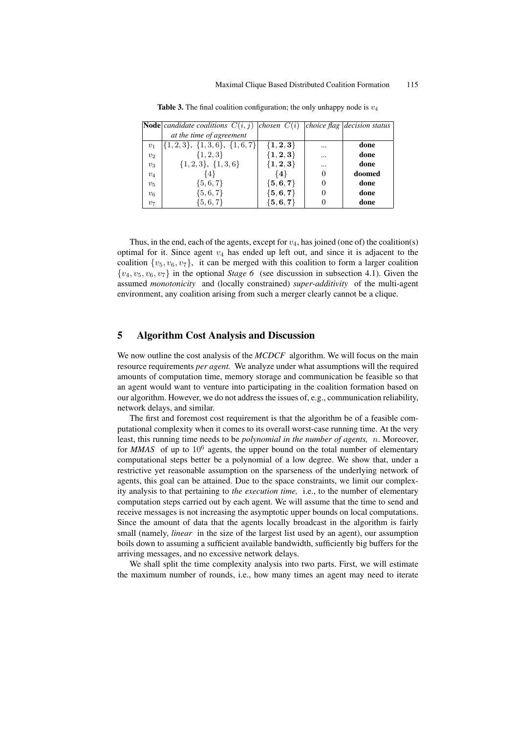**Table 3.** The final coalition configuration; the only unhappy node is $v_4$

| **Node** | *candidate coalitions* $C(i, j)$ *at the time of agreement* | *chosen* $C(i)$ | *choice flag* | *decision status* |
|---|---|---|---|---|
| $v_1$ | $\{1, 2, 3\}$, $\{1, 3, 6\}$, $\{1, 6, 7\}$ | $\{\mathbf{1}, \mathbf{2}, \mathbf{3}\}$ | ... | **done** |
| $v_2$ | $\{1, 2, 3\}$ | $\{\mathbf{1}, \mathbf{2}, \mathbf{3}\}$ | ... | **done** |
| $v_3$ | $\{1, 2, 3\}$, $\{1, 3, 6\}$ | $\{\mathbf{1}, \mathbf{2}, \mathbf{3}\}$ | ... | **done** |
| $v_4$ | $\{4\}$ | $\{\mathbf{4}\}$ | 0 | **doomed** |
| $v_5$ | $\{5, 6, 7\}$ | $\{\mathbf{5}, \mathbf{6}, \mathbf{7}\}$ | 0 | **done** |
| $v_6$ | $\{5, 6, 7\}$ | $\{\mathbf{5}, \mathbf{6}, \mathbf{7}\}$ | 0 | **done** |
| $v_7$ | $\{5, 6, 7\}$ | $\{\mathbf{5}, \mathbf{6}, \mathbf{7}\}$ | 0 | **done** |

Thus, in the end, each of the agents, except for $v_4$, has joined (one of) the coalition(s) optimal for it. Since agent $v_4$ has ended up left out, and since it is adjacent to the coalition $\{v_5, v_6, v_7\}$, it can be merged with this coalition to form a larger coalition $\{v_4, v_5, v_6, v_7\}$ in the optional *Stage 6* (see discussion in subsection 4.1). Given the assumed *monotonicity* and (locally constrained) *super-additivity* of the multi-agent environment, any coalition arising from such a merger clearly cannot be a clique.

## 5 Algorithm Cost Analysis and Discussion

We now outline the cost analysis of the *MCDCF* algorithm. We will focus on the main resource requirements *per agent.* We analyze under what assumptions will the required amounts of computation time, memory storage and communication be feasible so that an agent would want to venture into participating in the coalition formation based on our algorithm. However, we do not address the issues of, e.g., communication reliability, network delays, and similar.

The first and foremost cost requirement is that the algorithm be of a feasible computational complexity when it comes to its overall worst-case running time. At the very least, this running time needs to be *polynomial in the number of agents,* $n$. Moreover, for *MMAS* of up to $10^6$ agents, the upper bound on the total number of elementary computational steps better be a polynomial of a low degree. We show that, under a restrictive yet reasonable assumption on the sparseness of the underlying network of agents, this goal can be attained. Due to the space constraints, we limit our complexity analysis to that pertaining to *the execution time,* i.e., to the number of elementary computation steps carried out by each agent. We will assume that the time to send and receive messages is not increasing the asymptotic upper bounds on local computations. Since the amount of data that the agents locally broadcast in the algorithm is fairly small (namely, *linear* in the size of the largest list used by an agent), our assumption boils down to assuming a sufficient available bandwidth, sufficiently big buffers for the arriving messages, and no excessive network delays.

We shall split the time complexity analysis into two parts. First, we will estimate the maximum number of rounds, i.e., how many times an agent may need to iterate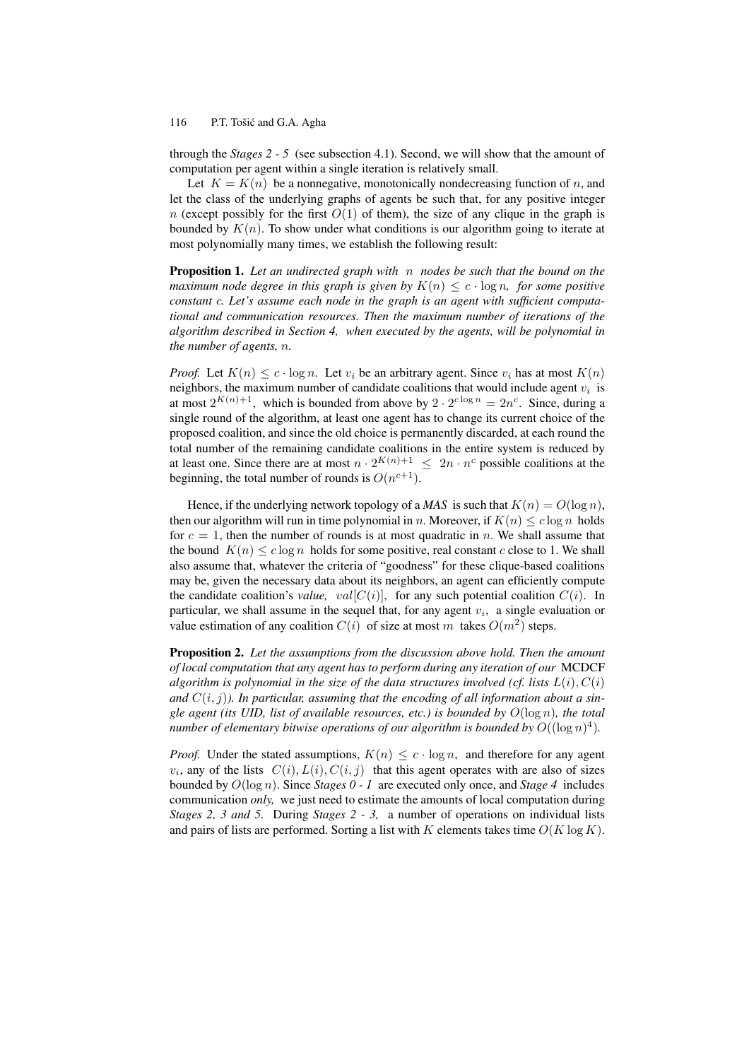through the *Stages 2 - 5* (see subsection 4.1). Second, we will show that the amount of computation per agent within a single iteration is relatively small.

Let $K = K(n)$ be a nonnegative, monotonically nondecreasing function of $n$, and let the class of the underlying graphs of agents be such that, for any positive integer $n$ (except possibly for the first $O(1)$ of them), the size of any clique in the graph is bounded by $K(n)$. To show under what conditions is our algorithm going to iterate at most polynomially many times, we establish the following result:

**Proposition 1.** *Let an undirected graph with $n$ nodes be such that the bound on the maximum node degree in this graph is given by $K(n) \leq c \cdot \log n$, for some positive constant $c$. Let's assume each node in the graph is an agent with sufficient computational and communication resources. Then the maximum number of iterations of the algorithm described in Section 4, when executed by the agents, will be polynomial in the number of agents, $n$.*

*Proof.* Let $K(n) \leq c \cdot \log n$. Let $v_i$ be an arbitrary agent. Since $v_i$ has at most $K(n)$ neighbors, the maximum number of candidate coalitions that would include agent $v_i$ is at most $2^{K(n)+1}$, which is bounded from above by $2 \cdot 2^{c \log n} = 2n^c$. Since, during a single round of the algorithm, at least one agent has to change its current choice of the proposed coalition, and since the old choice is permanently discarded, at each round the total number of the remaining candidate coalitions in the entire system is reduced by at least one. Since there are at most $n \cdot 2^{K(n)+1} \leq 2n \cdot n^c$ possible coalitions at the beginning, the total number of rounds is $O(n^{c+1})$.

Hence, if the underlying network topology of a *MAS* is such that $K(n) = O(\log n)$, then our algorithm will run in time polynomial in $n$. Moreover, if $K(n) \leq c \log n$ holds for $c = 1$, then the number of rounds is at most quadratic in $n$. We shall assume that the bound $K(n) \leq c \log n$ holds for some positive, real constant $c$ close to 1. We shall also assume that, whatever the criteria of "goodness" for these clique-based coalitions may be, given the necessary data about its neighbors, an agent can efficiently compute the candidate coalition's *value*, $val[C(i)]$, for any such potential coalition $C(i)$. In particular, we shall assume in the sequel that, for any agent $v_i$, a single evaluation or value estimation of any coalition $C(i)$ of size at most $m$ takes $O(m^2)$ steps.

**Proposition 2.** *Let the assumptions from the discussion above hold. Then the amount of local computation that any agent has to perform during any iteration of our* MCDCF *algorithm is polynomial in the size of the data structures involved (cf. lists $L(i), C(i)$ and $C(i, j)$). In particular, assuming that the encoding of all information about a single agent (its UID, list of available resources, etc.) is bounded by $O(\log n)$, the total number of elementary bitwise operations of our algorithm is bounded by $O((\log n)^4)$.*

*Proof.* Under the stated assumptions, $K(n) \leq c \cdot \log n$, and therefore for any agent $v_i$, any of the lists $C(i), L(i), C(i, j)$ that this agent operates with are also of sizes bounded by $O(\log n)$. Since *Stages 0 - 1* are executed only once, and *Stage 4* includes communication *only,* we just need to estimate the amounts of local computation during *Stages 2, 3 and 5.* During *Stages 2 - 3,* a number of operations on individual lists and pairs of lists are performed. Sorting a list with $K$ elements takes time $O(K \log K)$.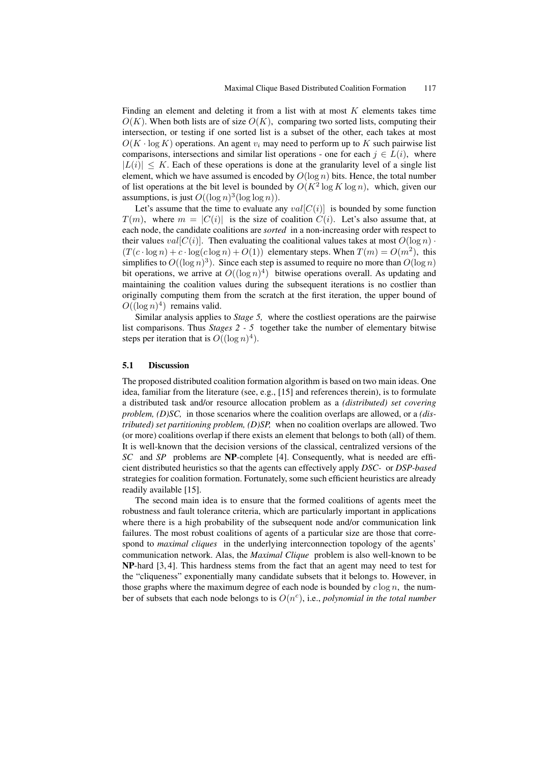Finding an element and deleting it from a list with at most $K$ elements takes time $O(K)$. When both lists are of size $O(K)$, comparing two sorted lists, computing their intersection, or testing if one sorted list is a subset of the other, each takes at most $O(K \cdot \log K)$ operations. An agent $v_i$ may need to perform up to $K$ such pairwise list comparisons, intersections and similar list operations - one for each $j \in L(i)$, where $|L(i)| \leq K$. Each of these operations is done at the granularity level of a single list element, which we have assumed is encoded by $O(\log n)$ bits. Hence, the total number of list operations at the bit level is bounded by $O(K^2 \log K \log n)$, which, given our assumptions, is just $O((\log n)^3 (\log \log n))$.

Let's assume that the time to evaluate any $val[C(i)]$ is bounded by some function $T(m)$, where $m = |C(i)|$ is the size of coalition $C(i)$. Let's also assume that, at each node, the candidate coalitions are *sorted* in a non-increasing order with respect to their values $val[C(i)]$. Then evaluating the coalitional values takes at most $O(\log n) \cdot (T(c \cdot \log n) + c \cdot \log(c \log n) + O(1))$ elementary steps. When $T(m) = O(m^2)$, this simplifies to $O((\log n)^3)$. Since each step is assumed to require no more than $O(\log n)$ bit operations, we arrive at $O((\log n)^4)$ bitwise operations overall. As updating and maintaining the coalition values during the subsequent iterations is no costlier than originally computing them from the scratch at the first iteration, the upper bound of $O((\log n)^4)$ remains valid.

Similar analysis applies to *Stage 5,* where the costliest operations are the pairwise list comparisons. Thus *Stages 2 - 5* together take the number of elementary bitwise steps per iteration that is $O((\log n)^4)$.

### 5.1 Discussion

The proposed distributed coalition formation algorithm is based on two main ideas. One idea, familiar from the literature (see, e.g., [15] and references therein), is to formulate a distributed task and/or resource allocation problem as a *(distributed) set covering problem, (D)SC,* in those scenarios where the coalition overlaps are allowed, or a *(distributed) set partitioning problem, (D)SP,* when no coalition overlaps are allowed. Two (or more) coalitions overlap if there exists an element that belongs to both (all) of them. It is well-known that the decision versions of the classical, centralized versions of the *SC* and *SP* problems are **NP**-complete [4]. Consequently, what is needed are efficient distributed heuristics so that the agents can effectively apply *DSC-* or *DSP-based* strategies for coalition formation. Fortunately, some such efficient heuristics are already readily available [15].

The second main idea is to ensure that the formed coalitions of agents meet the robustness and fault tolerance criteria, which are particularly important in applications where there is a high probability of the subsequent node and/or communication link failures. The most robust coalitions of agents of a particular size are those that correspond to *maximal cliques* in the underlying interconnection topology of the agents' communication network. Alas, the *Maximal Clique* problem is also well-known to be **NP**-hard [3, 4]. This hardness stems from the fact that an agent may need to test for the "cliqueness" exponentially many candidate subsets that it belongs to. However, in those graphs where the maximum degree of each node is bounded by $c \log n$, the number of subsets that each node belongs to is $O(n^c)$, i.e., *polynomial in the total number*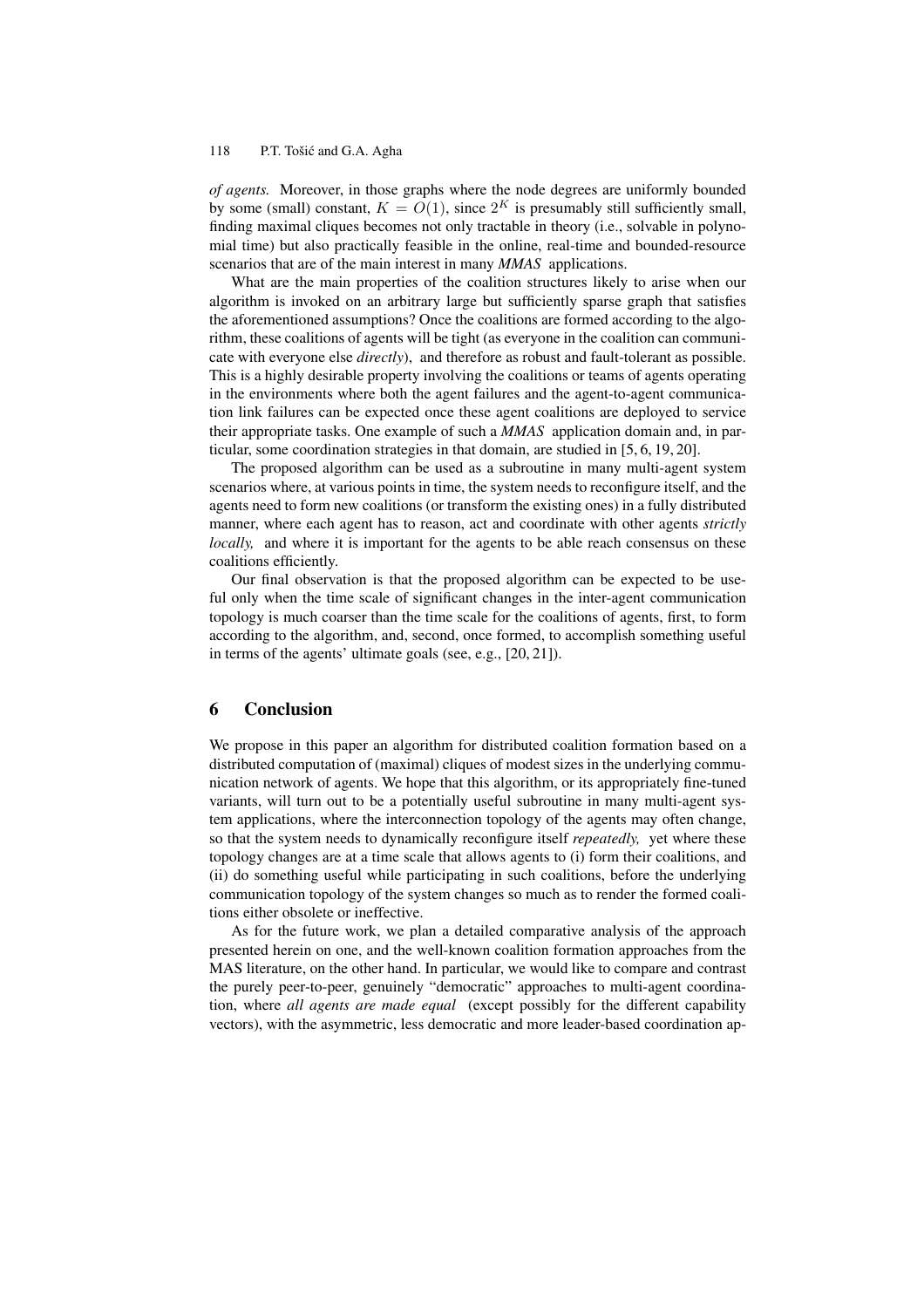*of agents.* Moreover, in those graphs where the node degrees are uniformly bounded by some (small) constant, $K = O(1)$, since $2^K$ is presumably still sufficiently small, finding maximal cliques becomes not only tractable in theory (i.e., solvable in polynomial time) but also practically feasible in the online, real-time and bounded-resource scenarios that are of the main interest in many *MMAS* applications.

What are the main properties of the coalition structures likely to arise when our algorithm is invoked on an arbitrary large but sufficiently sparse graph that satisfies the aforementioned assumptions? Once the coalitions are formed according to the algorithm, these coalitions of agents will be tight (as everyone in the coalition can communicate with everyone else *directly*), and therefore as robust and fault-tolerant as possible. This is a highly desirable property involving the coalitions or teams of agents operating in the environments where both the agent failures and the agent-to-agent communication link failures can be expected once these agent coalitions are deployed to service their appropriate tasks. One example of such a *MMAS* application domain and, in particular, some coordination strategies in that domain, are studied in [5, 6, 19, 20].

The proposed algorithm can be used as a subroutine in many multi-agent system scenarios where, at various points in time, the system needs to reconfigure itself, and the agents need to form new coalitions (or transform the existing ones) in a fully distributed manner, where each agent has to reason, act and coordinate with other agents *strictly locally,* and where it is important for the agents to be able reach consensus on these coalitions efficiently.

Our final observation is that the proposed algorithm can be expected to be useful only when the time scale of significant changes in the inter-agent communication topology is much coarser than the time scale for the coalitions of agents, first, to form according to the algorithm, and, second, once formed, to accomplish something useful in terms of the agents' ultimate goals (see, e.g., [20, 21]).

## 6 Conclusion

We propose in this paper an algorithm for distributed coalition formation based on a distributed computation of (maximal) cliques of modest sizes in the underlying communication network of agents. We hope that this algorithm, or its appropriately fine-tuned variants, will turn out to be a potentially useful subroutine in many multi-agent system applications, where the interconnection topology of the agents may often change, so that the system needs to dynamically reconfigure itself *repeatedly,* yet where these topology changes are at a time scale that allows agents to (i) form their coalitions, and (ii) do something useful while participating in such coalitions, before the underlying communication topology of the system changes so much as to render the formed coalitions either obsolete or ineffective.

As for the future work, we plan a detailed comparative analysis of the approach presented herein on one, and the well-known coalition formation approaches from the MAS literature, on the other hand. In particular, we would like to compare and contrast the purely peer-to-peer, genuinely "democratic" approaches to multi-agent coordination, where *all agents are made equal* (except possibly for the different capability vectors), with the asymmetric, less democratic and more leader-based coordination ap-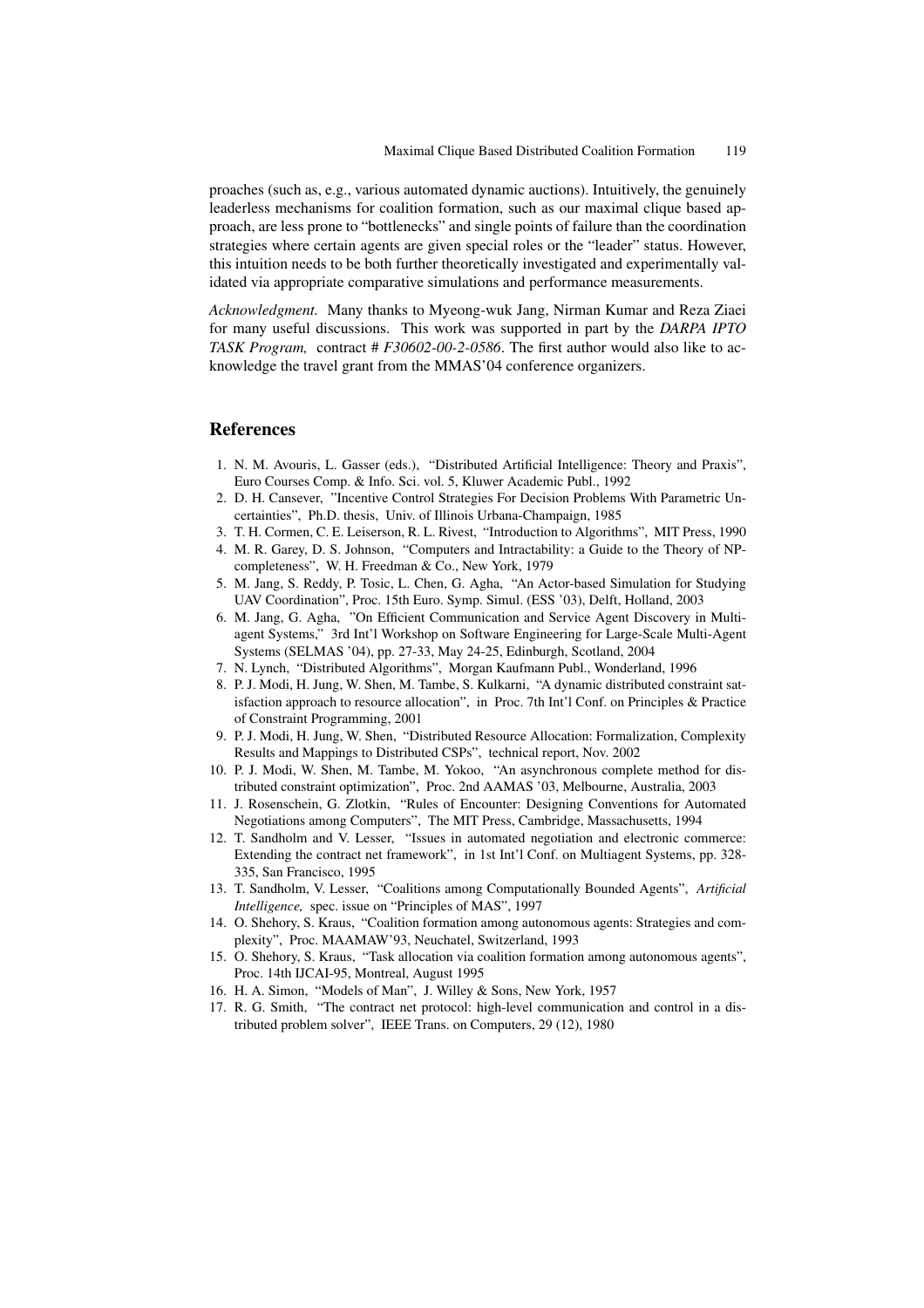proaches (such as, e.g., various automated dynamic auctions). Intuitively, the genuinely leaderless mechanisms for coalition formation, such as our maximal clique based approach, are less prone to "bottlenecks" and single points of failure than the coordination strategies where certain agents are given special roles or the "leader" status. However, this intuition needs to be both further theoretically investigated and experimentally validated via appropriate comparative simulations and performance measurements.

*Acknowledgment.* Many thanks to Myeong-wuk Jang, Nirman Kumar and Reza Ziaei for many useful discussions. This work was supported in part by the *DARPA IPTO TASK Program,* contract # *F30602-00-2-0586*. The first author would also like to acknowledge the travel grant from the MMAS'04 conference organizers.

## References

1. N. M. Avouris, L. Gasser (eds.), "Distributed Artificial Intelligence: Theory and Praxis", Euro Courses Comp. & Info. Sci. vol. 5, Kluwer Academic Publ., 1992
2. D. H. Cansever, "Incentive Control Strategies For Decision Problems With Parametric Uncertainties", Ph.D. thesis, Univ. of Illinois Urbana-Champaign, 1985
3. T. H. Cormen, C. E. Leiserson, R. L. Rivest, "Introduction to Algorithms", MIT Press, 1990
4. M. R. Garey, D. S. Johnson, "Computers and Intractability: a Guide to the Theory of NP-completeness", W. H. Freedman & Co., New York, 1979
5. M. Jang, S. Reddy, P. Tosic, L. Chen, G. Agha, "An Actor-based Simulation for Studying UAV Coordination", Proc. 15th Euro. Symp. Simul. (ESS '03), Delft, Holland, 2003
6. M. Jang, G. Agha, "On Efficient Communication and Service Agent Discovery in Multi-agent Systems," 3rd Int'l Workshop on Software Engineering for Large-Scale Multi-Agent Systems (SELMAS '04), pp. 27-33, May 24-25, Edinburgh, Scotland, 2004
7. N. Lynch, "Distributed Algorithms", Morgan Kaufmann Publ., Wonderland, 1996
8. P. J. Modi, H. Jung, W. Shen, M. Tambe, S. Kulkarni, "A dynamic distributed constraint satisfaction approach to resource allocation", in Proc. 7th Int'l Conf. on Principles & Practice of Constraint Programming, 2001
9. P. J. Modi, H. Jung, W. Shen, "Distributed Resource Allocation: Formalization, Complexity Results and Mappings to Distributed CSPs", technical report, Nov. 2002
10. P. J. Modi, W. Shen, M. Tambe, M. Yokoo, "An asynchronous complete method for distributed constraint optimization", Proc. 2nd AAMAS '03, Melbourne, Australia, 2003
11. J. Rosenschein, G. Zlotkin, "Rules of Encounter: Designing Conventions for Automated Negotiations among Computers", The MIT Press, Cambridge, Massachusetts, 1994
12. T. Sandholm and V. Lesser, "Issues in automated negotiation and electronic commerce: Extending the contract net framework", in 1st Int'l Conf. on Multiagent Systems, pp. 328-335, San Francisco, 1995
13. T. Sandholm, V. Lesser, "Coalitions among Computationally Bounded Agents", *Artificial Intelligence,* spec. issue on "Principles of MAS", 1997
14. O. Shehory, S. Kraus, "Coalition formation among autonomous agents: Strategies and complexity", Proc. MAAMAW'93, Neuchatel, Switzerland, 1993
15. O. Shehory, S. Kraus, "Task allocation via coalition formation among autonomous agents", Proc. 14th IJCAI-95, Montreal, August 1995
16. H. A. Simon, "Models of Man", J. Willey & Sons, New York, 1957
17. R. G. Smith, "The contract net protocol: high-level communication and control in a distributed problem solver", IEEE Trans. on Computers, 29 (12), 1980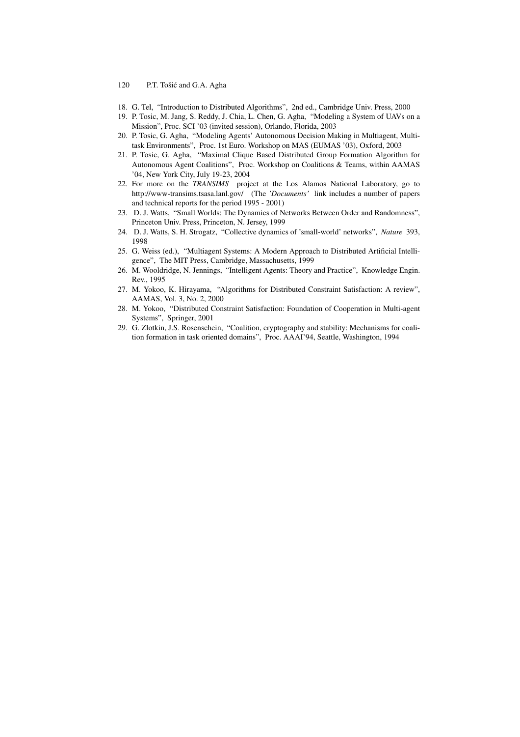18. G. Tel, "Introduction to Distributed Algorithms", 2nd ed., Cambridge Univ. Press, 2000
19. P. Tosic, M. Jang, S. Reddy, J. Chia, L. Chen, G. Agha, "Modeling a System of UAVs on a Mission", Proc. SCI '03 (invited session), Orlando, Florida, 2003
20. P. Tosic, G. Agha, "Modeling Agents' Autonomous Decision Making in Multiagent, Multitask Environments", Proc. 1st Euro. Workshop on MAS (EUMAS '03), Oxford, 2003
21. P. Tosic, G. Agha, "Maximal Clique Based Distributed Group Formation Algorithm for Autonomous Agent Coalitions", Proc. Workshop on Coalitions & Teams, within AAMAS '04, New York City, July 19-23, 2004
22. For more on the *TRANSIMS* project at the Los Alamos National Laboratory, go to http://www-transims.tsasa.lanl.gov/ (The *'Documents'* link includes a number of papers and technical reports for the period 1995 - 2001)
23. D. J. Watts, "Small Worlds: The Dynamics of Networks Between Order and Randomness", Princeton Univ. Press, Princeton, N. Jersey, 1999
24. D. J. Watts, S. H. Strogatz, "Collective dynamics of 'small-world' networks", *Nature* 393, 1998
25. G. Weiss (ed.), "Multiagent Systems: A Modern Approach to Distributed Artificial Intelligence", The MIT Press, Cambridge, Massachusetts, 1999
26. M. Wooldridge, N. Jennings, "Intelligent Agents: Theory and Practice", Knowledge Engin. Rev., 1995
27. M. Yokoo, K. Hirayama, "Algorithms for Distributed Constraint Satisfaction: A review", AAMAS, Vol. 3, No. 2, 2000
28. M. Yokoo, "Distributed Constraint Satisfaction: Foundation of Cooperation in Multi-agent Systems", Springer, 2001
29. G. Zlotkin, J.S. Rosenschein, "Coalition, cryptography and stability: Mechanisms for coalition formation in task oriented domains", Proc. AAAI'94, Seattle, Washington, 1994